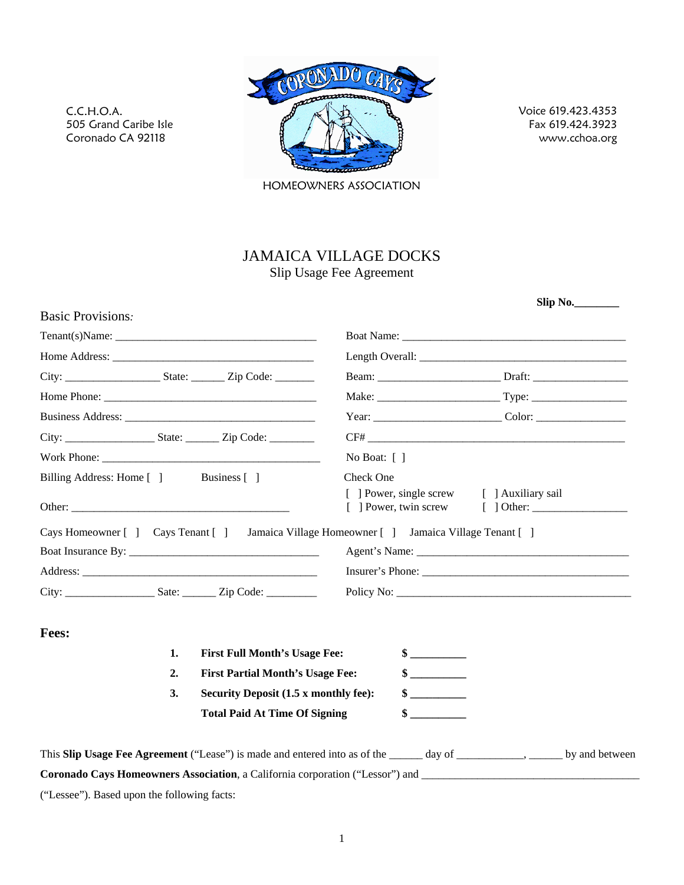C.C.H.O.A.
505 Grand Caribe Isle
Coronado CA 92118

CORONADO CAYS

HOMEOWNERS ASSOCIATION

Voice 619.423.4353
Fax 619.424.3923
www.cchoa.org

# JAMAICA VILLAGE DOCKS

## Slip Usage Fee Agreement

**Slip No.________**

Basic Provisions*:*

Tenant(s)Name: ___________________________________

Home Address: ___________________________________

City: ________________ State: ______ Zip Code: _______

Home Phone: ____________________________________

Business Address: _________________________________

City: _______________ State: ______ Zip Code: ________

Work Phone: _____________________________________

Billing Address: Home [ ]    Business [ ]

Other: _____________________________________

Boat Name: _____________________________________

Length Overall: ___________________________________

Beam: _____________________ Draft: ________________

Make: _____________________ Type: ________________

Year: ______________________ Color: _______________

CF# ______________________________________________

No Boat: [ ]

Check One

[ ] Power, single screw    [ ] Auxiliary sail
[ ] Power, twin screw    [ ] Other: ________________

Cays Homeowner [ ]   Cays Tenant [ ]   Jamaica Village Homeowner [ ]   Jamaica Village Tenant [ ]

Boat Insurance By: _________________________________

Address: ________________________________________

City: _______________ Sate: ______ Zip Code: ________

Agent's Name: _____________________________________

Insurer's Phone: ____________________________________

Policy No: ________________________________________

**Fees:**

| | | |
|---|---|---|
| **1.** | **First Full Month's Usage Fee:** | **$ _________** |
| **2.** | **First Partial Month's Usage Fee:** | **$ _________** |
| **3.** | **Security Deposit (1.5 x monthly fee):** | **$ _________** |
| | **Total Paid At Time Of Signing** | **$ _________** |

This **Slip Usage Fee Agreement** ("Lease") is made and entered into as of the ______ day of ___________, ______ by and between **Coronado Cays Homeowners Association**, a California corporation ("Lessor") and ______________________________________ ("Lessee"). Based upon the following facts: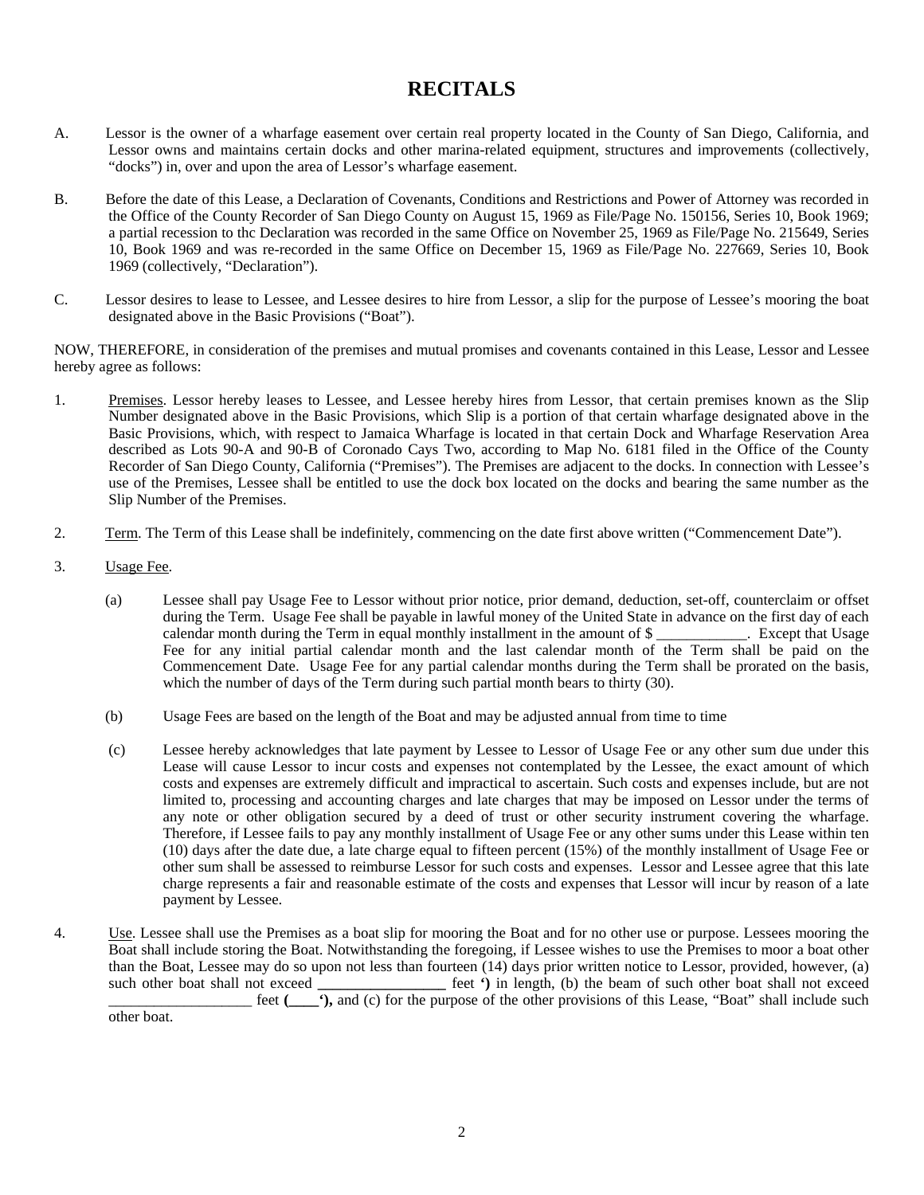# RECITALS

A. Lessor is the owner of a wharfage easement over certain real property located in the County of San Diego, California, and Lessor owns and maintains certain docks and other marina-related equipment, structures and improvements (collectively, "docks") in, over and upon the area of Lessor's wharfage easement.

B. Before the date of this Lease, a Declaration of Covenants, Conditions and Restrictions and Power of Attorney was recorded in the Office of the County Recorder of San Diego County on August 15, 1969 as File/Page No. 150156, Series 10, Book 1969; a partial recession to thc Declaration was recorded in the same Office on November 25, 1969 as File/Page No. 215649, Series 10, Book 1969 and was re-recorded in the same Office on December 15, 1969 as File/Page No. 227669, Series 10, Book 1969 (collectively, "Declaration").

C. Lessor desires to lease to Lessee, and Lessee desires to hire from Lessor, a slip for the purpose of Lessee's mooring the boat designated above in the Basic Provisions ("Boat").

NOW, THEREFORE, in consideration of the premises and mutual promises and covenants contained in this Lease, Lessor and Lessee hereby agree as follows:

1. Premises. Lessor hereby leases to Lessee, and Lessee hereby hires from Lessor, that certain premises known as the Slip Number designated above in the Basic Provisions, which Slip is a portion of that certain wharfage designated above in the Basic Provisions, which, with respect to Jamaica Wharfage is located in that certain Dock and Wharfage Reservation Area described as Lots 90-A and 90-B of Coronado Cays Two, according to Map No. 6181 filed in the Office of the County Recorder of San Diego County, California ("Premises"). The Premises are adjacent to the docks. In connection with Lessee's use of the Premises, Lessee shall be entitled to use the dock box located on the docks and bearing the same number as the Slip Number of the Premises.

2. Term. The Term of this Lease shall be indefinitely, commencing on the date first above written ("Commencement Date").

3. Usage Fee.

   (a) Lessee shall pay Usage Fee to Lessor without prior notice, prior demand, deduction, set-off, counterclaim or offset during the Term. Usage Fee shall be payable in lawful money of the United State in advance on the first day of each calendar month during the Term in equal monthly installment in the amount of $ ____________. Except that Usage Fee for any initial partial calendar month and the last calendar month of the Term shall be paid on the Commencement Date. Usage Fee for any partial calendar months during the Term shall be prorated on the basis, which the number of days of the Term during such partial month bears to thirty (30).

   (b) Usage Fees are based on the length of the Boat and may be adjusted annual from time to time

   (c) Lessee hereby acknowledges that late payment by Lessee to Lessor of Usage Fee or any other sum due under this Lease will cause Lessor to incur costs and expenses not contemplated by the Lessee, the exact amount of which costs and expenses are extremely difficult and impractical to ascertain. Such costs and expenses include, but are not limited to, processing and accounting charges and late charges that may be imposed on Lessor under the terms of any note or other obligation secured by a deed of trust or other security instrument covering the wharfage. Therefore, if Lessee fails to pay any monthly installment of Usage Fee or any other sums under this Lease within ten (10) days after the date due, a late charge equal to fifteen percent (15%) of the monthly installment of Usage Fee or other sum shall be assessed to reimburse Lessor for such costs and expenses. Lessor and Lessee agree that this late charge represents a fair and reasonable estimate of the costs and expenses that Lessor will incur by reason of a late payment by Lessee.

4. Use. Lessee shall use the Premises as a boat slip for mooring the Boat and for no other use or purpose. Lessees mooring the Boat shall include storing the Boat. Notwithstanding the foregoing, if Lessee wishes to use the Premises to moor a boat other than the Boat, Lessee may do so upon not less than fourteen (14) days prior written notice to Lessor, provided, however, (a) such other boat shall not exceed **________________** feet **')** in length, (b) the beam of such other boat shall not exceed __________________ feet **(____'),** and (c) for the purpose of the other provisions of this Lease, "Boat" shall include such other boat.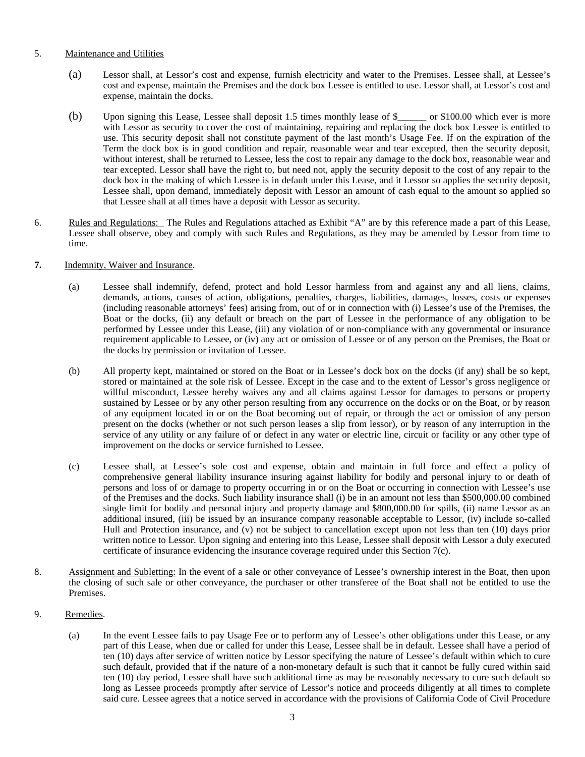5. Maintenance and Utilities

   (a) Lessor shall, at Lessor's cost and expense, furnish electricity and water to the Premises. Lessee shall, at Lessee's cost and expense, maintain the Premises and the dock box Lessee is entitled to use. Lessor shall, at Lessor's cost and expense, maintain the docks.

   (b) Upon signing this Lease, Lessee shall deposit 1.5 times monthly lease of $______ or $100.00 which ever is more with Lessor as security to cover the cost of maintaining, repairing and replacing the dock box Lessee is entitled to use. This security deposit shall not constitute payment of the last month's Usage Fee. If on the expiration of the Term the dock box is in good condition and repair, reasonable wear and tear excepted, then the security deposit, without interest, shall be returned to Lessee, less the cost to repair any damage to the dock box, reasonable wear and tear excepted. Lessor shall have the right to, but need not, apply the security deposit to the cost of any repair to the dock box in the making of which Lessee is in default under this Lease, and it Lessor so applies the security deposit, Lessee shall, upon demand, immediately deposit with Lessor an amount of cash equal to the amount so applied so that Lessee shall at all times have a deposit with Lessor as security.

6. Rules and Regulations: The Rules and Regulations attached as Exhibit "A" are by this reference made a part of this Lease, Lessee shall observe, obey and comply with such Rules and Regulations, as they may be amended by Lessor from time to time.

**7.** Indemnity, Waiver and Insurance.

   (a) Lessee shall indemnify, defend, protect and hold Lessor harmless from and against any and all liens, claims, demands, actions, causes of action, obligations, penalties, charges, liabilities, damages, losses, costs or expenses (including reasonable attorneys' fees) arising from, out of or in connection with (i) Lessee's use of the Premises, the Boat or the docks, (ii) any default or breach on the part of Lessee in the performance of any obligation to be performed by Lessee under this Lease, (iii) any violation of or non-compliance with any governmental or insurance requirement applicable to Lessee, or (iv) any act or omission of Lessee or of any person on the Premises, the Boat or the docks by permission or invitation of Lessee.

   (b) All property kept, maintained or stored on the Boat or in Lessee's dock box on the docks (if any) shall be so kept, stored or maintained at the sole risk of Lessee. Except in the case and to the extent of Lessor's gross negligence or willful misconduct, Lessee hereby waives any and all claims against Lessor for damages to persons or property sustained by Lessee or by any other person resulting from any occurrence on the docks or on the Boat, or by reason of any equipment located in or on the Boat becoming out of repair, or through the act or omission of any person present on the docks (whether or not such person leases a slip from lessor), or by reason of any interruption in the service of any utility or any failure of or defect in any water or electric line, circuit or facility or any other type of improvement on the docks or service furnished to Lessee.

   (c) Lessee shall, at Lessee's sole cost and expense, obtain and maintain in full force and effect a policy of comprehensive general liability insurance insuring against liability for bodily and personal injury to or death of persons and loss of or damage to property occurring in or on the Boat or occurring in connection with Lessee's use of the Premises and the docks. Such liability insurance shall (i) be in an amount not less than $500,000.00 combined single limit for bodily and personal injury and property damage and $800,000.00 for spills, (ii) name Lessor as an additional insured, (iii) be issued by an insurance company reasonable acceptable to Lessor, (iv) include so-called Hull and Protection insurance, and (v) not be subject to cancellation except upon not less than ten (10) days prior written notice to Lessor. Upon signing and entering into this Lease, Lessee shall deposit with Lessor a duly executed certificate of insurance evidencing the insurance coverage required under this Section 7(c).

8. Assignment and Subletting: In the event of a sale or other conveyance of Lessee's ownership interest in the Boat, then upon the closing of such sale or other conveyance, the purchaser or other transferee of the Boat shall not be entitled to use the Premises.

9. Remedies.

   (a) In the event Lessee fails to pay Usage Fee or to perform any of Lessee's other obligations under this Lease, or any part of this Lease, when due or called for under this Lease, Lessee shall be in default. Lessee shall have a period of ten (10) days after service of written notice by Lessor specifying the nature of Lessee's default within which to cure such default, provided that if the nature of a non-monetary default is such that it cannot be fully cured within said ten (10) day period, Lessee shall have such additional time as may be reasonably necessary to cure such default so long as Lessee proceeds promptly after service of Lessor's notice and proceeds diligently at all times to complete said cure. Lessee agrees that a notice served in accordance with the provisions of California Code of Civil Procedure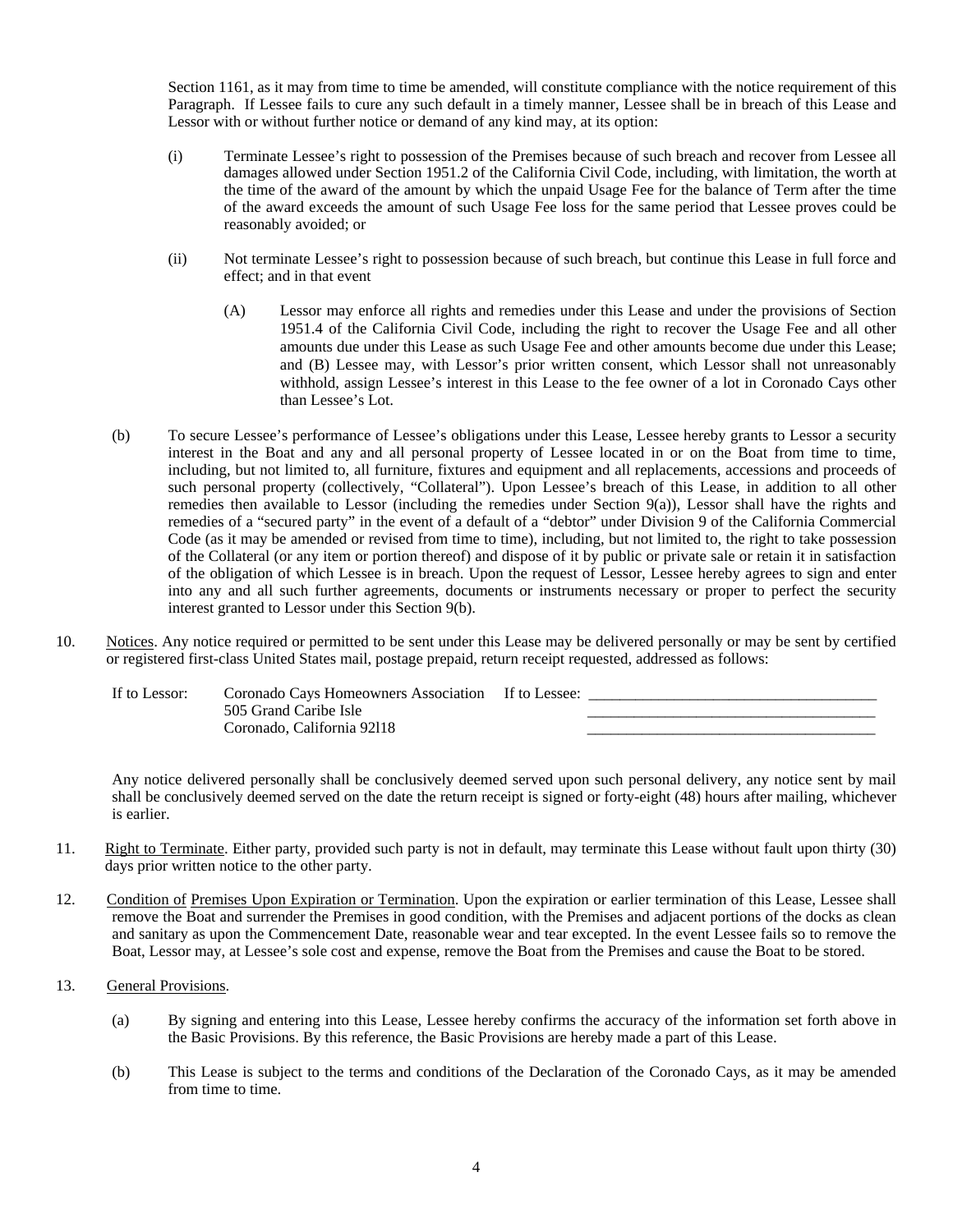Section 1161, as it may from time to time be amended, will constitute compliance with the notice requirement of this Paragraph. If Lessee fails to cure any such default in a timely manner, Lessee shall be in breach of this Lease and Lessor with or without further notice or demand of any kind may, at its option:

(i) Terminate Lessee's right to possession of the Premises because of such breach and recover from Lessee all damages allowed under Section 1951.2 of the California Civil Code, including, with limitation, the worth at the time of the award of the amount by which the unpaid Usage Fee for the balance of Term after the time of the award exceeds the amount of such Usage Fee loss for the same period that Lessee proves could be reasonably avoided; or

(ii) Not terminate Lessee's right to possession because of such breach, but continue this Lease in full force and effect; and in that event

(A) Lessor may enforce all rights and remedies under this Lease and under the provisions of Section 1951.4 of the California Civil Code, including the right to recover the Usage Fee and all other amounts due under this Lease as such Usage Fee and other amounts become due under this Lease; and (B) Lessee may, with Lessor's prior written consent, which Lessor shall not unreasonably withhold, assign Lessee's interest in this Lease to the fee owner of a lot in Coronado Cays other than Lessee's Lot.

(b) To secure Lessee's performance of Lessee's obligations under this Lease, Lessee hereby grants to Lessor a security interest in the Boat and any and all personal property of Lessee located in or on the Boat from time to time, including, but not limited to, all furniture, fixtures and equipment and all replacements, accessions and proceeds of such personal property (collectively, "Collateral"). Upon Lessee's breach of this Lease, in addition to all other remedies then available to Lessor (including the remedies under Section 9(a)), Lessor shall have the rights and remedies of a "secured party" in the event of a default of a "debtor" under Division 9 of the California Commercial Code (as it may be amended or revised from time to time), including, but not limited to, the right to take possession of the Collateral (or any item or portion thereof) and dispose of it by public or private sale or retain it in satisfaction of the obligation of which Lessee is in breach. Upon the request of Lessor, Lessee hereby agrees to sign and enter into any and all such further agreements, documents or instruments necessary or proper to perfect the security interest granted to Lessor under this Section 9(b).

10. Notices. Any notice required or permitted to be sent under this Lease may be delivered personally or may be sent by certified or registered first-class United States mail, postage prepaid, return receipt requested, addressed as follows:

If to Lessor: Coronado Cays Homeowners Association
505 Grand Caribe Isle
Coronado, California 92l18

If to Lessee: ______________________________________
______________________________________
______________________________________

Any notice delivered personally shall be conclusively deemed served upon such personal delivery, any notice sent by mail shall be conclusively deemed served on the date the return receipt is signed or forty-eight (48) hours after mailing, whichever is earlier.

11. Right to Terminate. Either party, provided such party is not in default, may terminate this Lease without fault upon thirty (30) days prior written notice to the other party.

12. Condition of Premises Upon Expiration or Termination. Upon the expiration or earlier termination of this Lease, Lessee shall remove the Boat and surrender the Premises in good condition, with the Premises and adjacent portions of the docks as clean and sanitary as upon the Commencement Date, reasonable wear and tear excepted. In the event Lessee fails so to remove the Boat, Lessor may, at Lessee's sole cost and expense, remove the Boat from the Premises and cause the Boat to be stored.

13. General Provisions.

(a) By signing and entering into this Lease, Lessee hereby confirms the accuracy of the information set forth above in the Basic Provisions. By this reference, the Basic Provisions are hereby made a part of this Lease.

(b) This Lease is subject to the terms and conditions of the Declaration of the Coronado Cays, as it may be amended from time to time.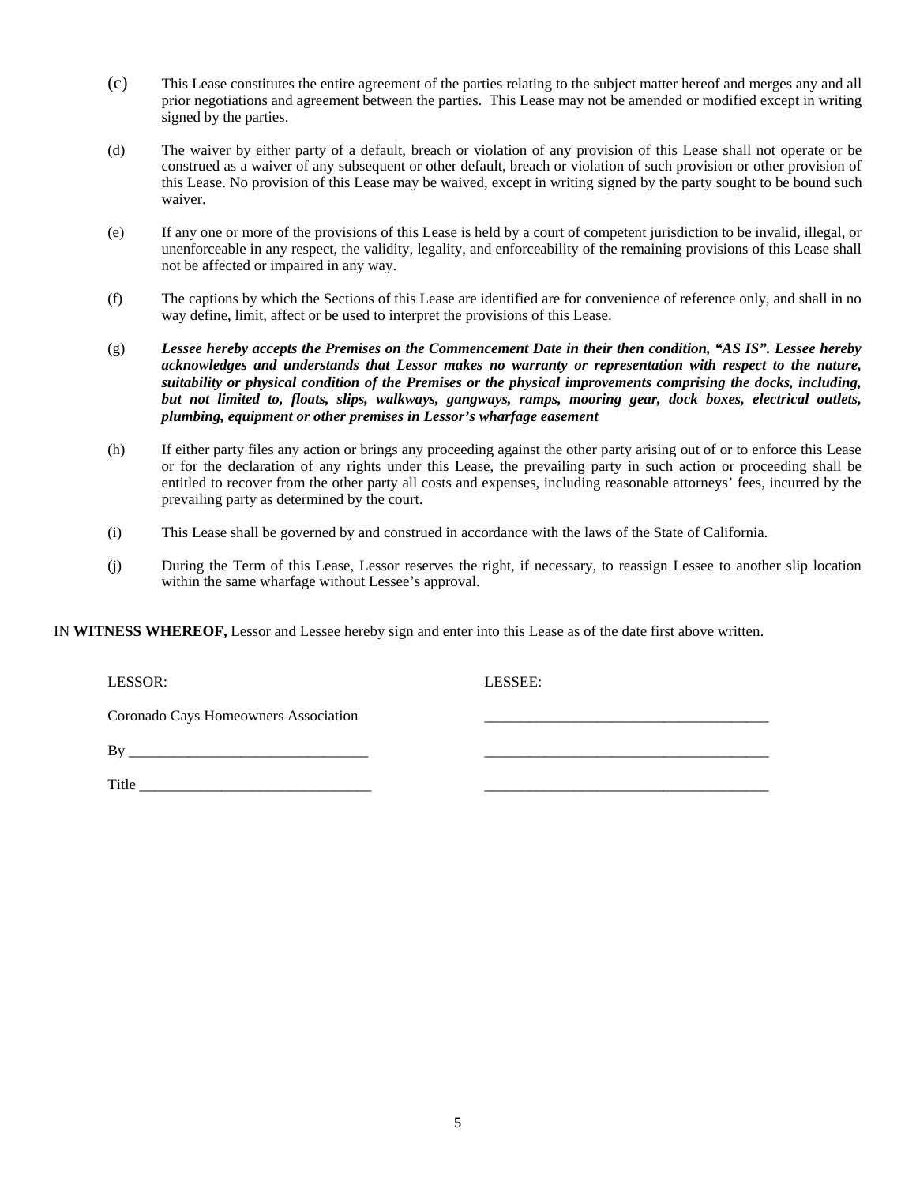(c) This Lease constitutes the entire agreement of the parties relating to the subject matter hereof and merges any and all prior negotiations and agreement between the parties. This Lease may not be amended or modified except in writing signed by the parties.

(d) The waiver by either party of a default, breach or violation of any provision of this Lease shall not operate or be construed as a waiver of any subsequent or other default, breach or violation of such provision or other provision of this Lease. No provision of this Lease may be waived, except in writing signed by the party sought to be bound such waiver.

(e) If any one or more of the provisions of this Lease is held by a court of competent jurisdiction to be invalid, illegal, or unenforceable in any respect, the validity, legality, and enforceability of the remaining provisions of this Lease shall not be affected or impaired in any way.

(f) The captions by which the Sections of this Lease are identified are for convenience of reference only, and shall in no way define, limit, affect or be used to interpret the provisions of this Lease.

(g) ***Lessee hereby accepts the Premises on the Commencement Date in their then condition, "AS IS". Lessee hereby acknowledges and understands that Lessor makes no warranty or representation with respect to the nature, suitability or physical condition of the Premises or the physical improvements comprising the docks, including, but not limited to, floats, slips, walkways, gangways, ramps, mooring gear, dock boxes, electrical outlets, plumbing, equipment or other premises in Lessor's wharfage easement***

(h) If either party files any action or brings any proceeding against the other party arising out of or to enforce this Lease or for the declaration of any rights under this Lease, the prevailing party in such action or proceeding shall be entitled to recover from the other party all costs and expenses, including reasonable attorneys' fees, incurred by the prevailing party as determined by the court.

(i) This Lease shall be governed by and construed in accordance with the laws of the State of California.

(j) During the Term of this Lease, Lessor reserves the right, if necessary, to reassign Lessee to another slip location within the same wharfage without Lessee's approval.

IN **WITNESS WHEREOF,** Lessor and Lessee hereby sign and enter into this Lease as of the date first above written.

| LESSOR: | LESSEE: |
|---|---|
| Coronado Cays Homeowners Association | ______________________________________ |
| By ________________________________ | ______________________________________ |
| Title _______________________________ | ______________________________________ |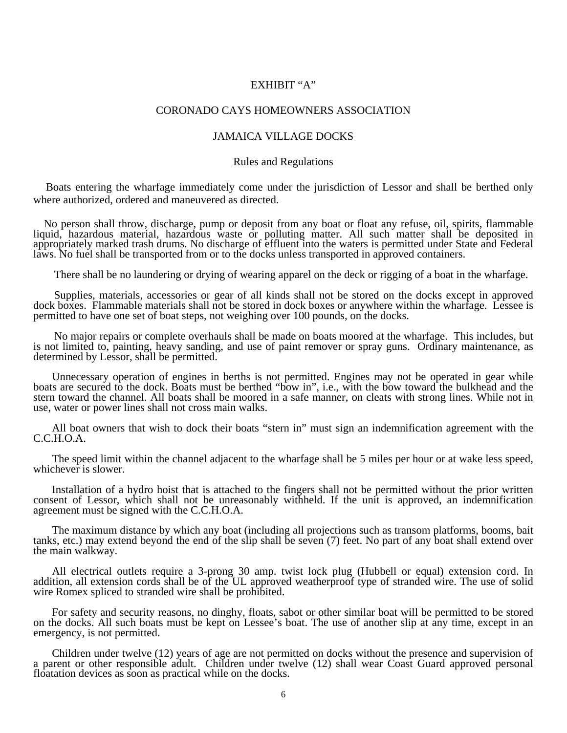# EXHIBIT "A"

## CORONADO CAYS HOMEOWNERS ASSOCIATION

## JAMAICA VILLAGE DOCKS

### Rules and Regulations

Boats entering the wharfage immediately come under the jurisdiction of Lessor and shall be berthed only where authorized, ordered and maneuvered as directed.

No person shall throw, discharge, pump or deposit from any boat or float any refuse, oil, spirits, flammable liquid, hazardous material, hazardous waste or polluting matter. All such matter shall be deposited in appropriately marked trash drums. No discharge of effluent into the waters is permitted under State and Federal laws. No fuel shall be transported from or to the docks unless transported in approved containers.

There shall be no laundering or drying of wearing apparel on the deck or rigging of a boat in the wharfage.

Supplies, materials, accessories or gear of all kinds shall not be stored on the docks except in approved dock boxes. Flammable materials shall not be stored in dock boxes or anywhere within the wharfage. Lessee is permitted to have one set of boat steps, not weighing over 100 pounds, on the docks.

No major repairs or complete overhauls shall be made on boats moored at the wharfage. This includes, but is not limited to, painting, heavy sanding, and use of paint remover or spray guns. Ordinary maintenance, as determined by Lessor, shall be permitted.

Unnecessary operation of engines in berths is not permitted. Engines may not be operated in gear while boats are secured to the dock. Boats must be berthed "bow in", i.e., with the bow toward the bulkhead and the stern toward the channel. All boats shall be moored in a safe manner, on cleats with strong lines. While not in use, water or power lines shall not cross main walks.

All boat owners that wish to dock their boats "stern in" must sign an indemnification agreement with the C.C.H.O.A.

The speed limit within the channel adjacent to the wharfage shall be 5 miles per hour or at wake less speed, whichever is slower.

Installation of a hydro hoist that is attached to the fingers shall not be permitted without the prior written consent of Lessor, which shall not be unreasonably withheld. If the unit is approved, an indemnification agreement must be signed with the C.C.H.O.A.

The maximum distance by which any boat (including all projections such as transom platforms, booms, bait tanks, etc.) may extend beyond the end of the slip shall be seven (7) feet. No part of any boat shall extend over the main walkway.

All electrical outlets require a 3-prong 30 amp. twist lock plug (Hubbell or equal) extension cord. In addition, all extension cords shall be of the UL approved weatherproof type of stranded wire. The use of solid wire Romex spliced to stranded wire shall be prohibited.

For safety and security reasons, no dinghy, floats, sabot or other similar boat will be permitted to be stored on the docks. All such boats must be kept on Lessee's boat. The use of another slip at any time, except in an emergency, is not permitted.

Children under twelve (12) years of age are not permitted on docks without the presence and supervision of a parent or other responsible adult. Children under twelve (12) shall wear Coast Guard approved personal floatation devices as soon as practical while on the docks.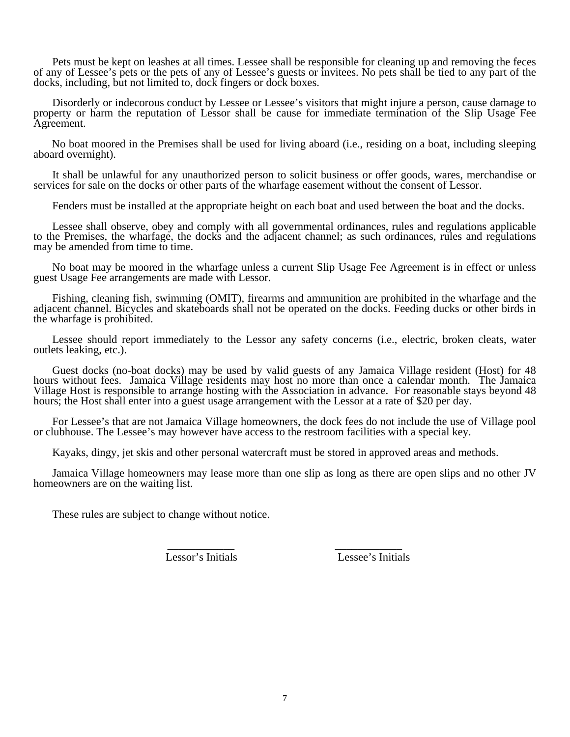Pets must be kept on leashes at all times. Lessee shall be responsible for cleaning up and removing the feces of any of Lessee's pets or the pets of any of Lessee's guests or invitees. No pets shall be tied to any part of the docks, including, but not limited to, dock fingers or dock boxes.

Disorderly or indecorous conduct by Lessee or Lessee's visitors that might injure a person, cause damage to property or harm the reputation of Lessor shall be cause for immediate termination of the Slip Usage Fee Agreement.

No boat moored in the Premises shall be used for living aboard (i.e., residing on a boat, including sleeping aboard overnight).

It shall be unlawful for any unauthorized person to solicit business or offer goods, wares, merchandise or services for sale on the docks or other parts of the wharfage easement without the consent of Lessor.

Fenders must be installed at the appropriate height on each boat and used between the boat and the docks.

Lessee shall observe, obey and comply with all governmental ordinances, rules and regulations applicable to the Premises, the wharfage, the docks and the adjacent channel; as such ordinances, rules and regulations may be amended from time to time.

No boat may be moored in the wharfage unless a current Slip Usage Fee Agreement is in effect or unless guest Usage Fee arrangements are made with Lessor.

Fishing, cleaning fish, swimming (OMIT), firearms and ammunition are prohibited in the wharfage and the adjacent channel. Bicycles and skateboards shall not be operated on the docks. Feeding ducks or other birds in the wharfage is prohibited.

Lessee should report immediately to the Lessor any safety concerns (i.e., electric, broken cleats, water outlets leaking, etc.).

Guest docks (no-boat docks) may be used by valid guests of any Jamaica Village resident (Host) for 48 hours without fees. Jamaica Village residents may host no more than once a calendar month. The Jamaica Village Host is responsible to arrange hosting with the Association in advance. For reasonable stays beyond 48 hours; the Host shall enter into a guest usage arrangement with the Lessor at a rate of $20 per day.

For Lessee's that are not Jamaica Village homeowners, the dock fees do not include the use of Village pool or clubhouse. The Lessee's may however have access to the restroom facilities with a special key.

Kayaks, dingy, jet skis and other personal watercraft must be stored in approved areas and methods.

Jamaica Village homeowners may lease more than one slip as long as there are open slips and no other JV homeowners are on the waiting list.

These rules are subject to change without notice.

\_\_\_\_\_\_\_\_\_\_\_\_ Lessor's Initials

\_\_\_\_\_\_\_\_\_\_\_\_ Lessee's Initials